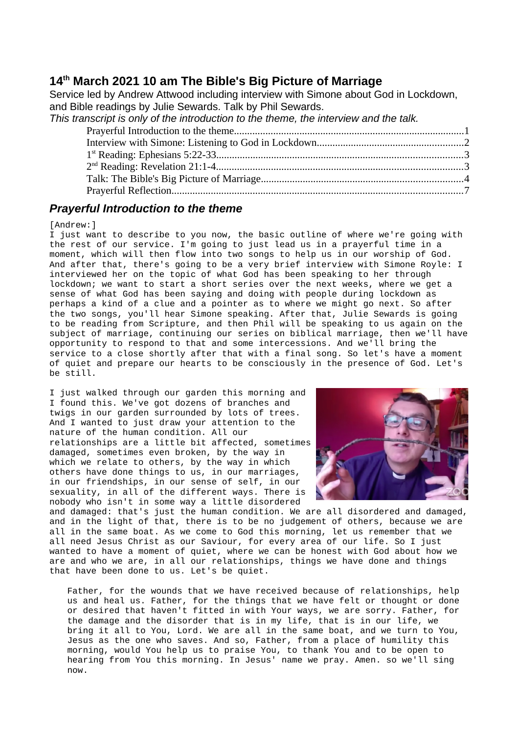## 14th March 2021 10 am The Bible's Big Picture of Marriage

Service led by Andrew Attwood including interview with Simone about God in Lockdown, and Bible readings by Julie Sewards. Talk by Phil Sewards.

*This transcript is only of the introduction to the theme, the interview and the talk.*

- Prayerful Introduction to the theme.......1
- Interview with Simone: Listening to God in Lockdown.......2
- 1st Reading: Ephesians 5:22-33.......3
- 2nd Reading: Revelation 21:1-4.......3
- Talk: The Bible's Big Picture of Marriage.......4
- Prayerful Reflection.......7

### *Prayerful Introduction to the theme*

[Andrew:]

I just want to describe to you now, the basic outline of where we're going with the rest of our service. I'm going to just lead us in a prayerful time in a moment, which will then flow into two songs to help us in our worship of God. And after that, there's going to be a very brief interview with Simone Royle: I interviewed her on the topic of what God has been speaking to her through lockdown; we want to start a short series over the next weeks, where we get a sense of what God has been saying and doing with people during lockdown as perhaps a kind of a clue and a pointer as to where we might go next. So after the two songs, you'll hear Simone speaking. After that, Julie Sewards is going to be reading from Scripture, and then Phil will be speaking to us again on the subject of marriage, continuing our series on biblical marriage, then we'll have opportunity to respond to that and some intercessions. And we'll bring the service to a close shortly after that with a final song. So let's have a moment of quiet and prepare our hearts to be consciously in the presence of God. Let's be still.

I just walked through our garden this morning and I found this. We've got dozens of branches and twigs in our garden surrounded by lots of trees. And I wanted to just draw your attention to the nature of the human condition. All our relationships are a little bit affected, sometimes damaged, sometimes even broken, by the way in which we relate to others, by the way in which others have done things to us, in our marriages, in our friendships, in our sense of self, in our sexuality, in all of the different ways. There is nobody who isn't in some way a little disordered and damaged: that's just the human condition. We are all disordered and damaged, and in the light of that, there is to be no judgement of others, because we are all in the same boat. As we come to God this morning, let us remember that we all need Jesus Christ as our Saviour, for every area of our life. So I just wanted to have a moment of quiet, where we can be honest with God about how we are and who we are, in all our relationships, things we have done and things that have been done to us. Let's be quiet.

> Father, for the wounds that we have received because of relationships, help us and heal us. Father, for the things that we have felt or thought or done or desired that haven't fitted in with Your ways, we are sorry. Father, for the damage and the disorder that is in my life, that is in our life, we bring it all to You, Lord. We are all in the same boat, and we turn to You, Jesus as the one who saves. And so, Father, from a place of humility this morning, would You help us to praise You, to thank You and to be open to hearing from You this morning. In Jesus' name we pray. Amen. so we'll sing now.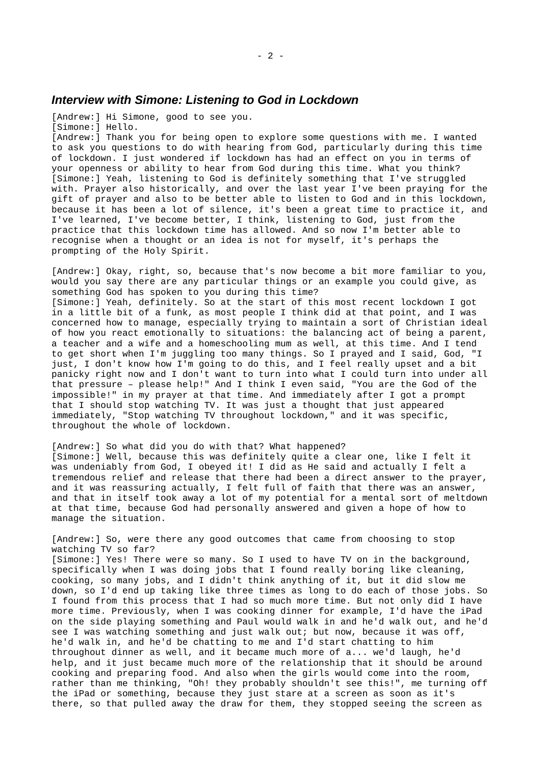## *Interview with Simone: Listening to God in Lockdown*

[Andrew:] Hi Simone, good to see you.
[Simone:] Hello.
[Andrew:] Thank you for being open to explore some questions with me. I wanted to ask you questions to do with hearing from God, particularly during this time of lockdown. I just wondered if lockdown has had an effect on you in terms of your openness or ability to hear from God during this time. What you think?
[Simone:] Yeah, listening to God is definitely something that I've struggled with. Prayer also historically, and over the last year I've been praying for the gift of prayer and also to be better able to listen to God and in this lockdown, because it has been a lot of silence, it's been a great time to practice it, and I've learned, I've become better, I think, listening to God, just from the practice that this lockdown time has allowed. And so now I'm better able to recognise when a thought or an idea is not for myself, it's perhaps the prompting of the Holy Spirit.

[Andrew:] Okay, right, so, because that's now become a bit more familiar to you, would you say there are any particular things or an example you could give, as something God has spoken to you during this time?
[Simone:] Yeah, definitely. So at the start of this most recent lockdown I got in a little bit of a funk, as most people I think did at that point, and I was concerned how to manage, especially trying to maintain a sort of Christian ideal of how you react emotionally to situations: the balancing act of being a parent, a teacher and a wife and a homeschooling mum as well, at this time. And I tend to get short when I'm juggling too many things. So I prayed and I said, God, "I just, I don't know how I'm going to do this, and I feel really upset and a bit panicky right now and I don't want to turn into what I could turn into under all that pressure – please help!" And I think I even said, "You are the God of the impossible!" in my prayer at that time. And immediately after I got a prompt that I should stop watching TV. It was just a thought that just appeared immediately, "Stop watching TV throughout lockdown," and it was specific, throughout the whole of lockdown.

[Andrew:] So what did you do with that? What happened?
[Simone:] Well, because this was definitely quite a clear one, like I felt it was undeniably from God, I obeyed it! I did as He said and actually I felt a tremendous relief and release that there had been a direct answer to the prayer, and it was reassuring actually, I felt full of faith that there was an answer, and that in itself took away a lot of my potential for a mental sort of meltdown at that time, because God had personally answered and given a hope of how to manage the situation.

[Andrew:] So, were there any good outcomes that came from choosing to stop watching TV so far?
[Simone:] Yes! There were so many. So I used to have TV on in the background, specifically when I was doing jobs that I found really boring like cleaning, cooking, so many jobs, and I didn't think anything of it, but it did slow me down, so I'd end up taking like three times as long to do each of those jobs. So I found from this process that I had so much more time. But not only did I have more time. Previously, when I was cooking dinner for example, I'd have the iPad on the side playing something and Paul would walk in and he'd walk out, and he'd see I was watching something and just walk out; but now, because it was off, he'd walk in, and he'd be chatting to me and I'd start chatting to him throughout dinner as well, and it became much more of a... we'd laugh, he'd help, and it just became much more of the relationship that it should be around cooking and preparing food. And also when the girls would come into the room, rather than me thinking, "Oh! they probably shouldn't see this!", me turning off the iPad or something, because they just stare at a screen as soon as it's there, so that pulled away the draw for them, they stopped seeing the screen as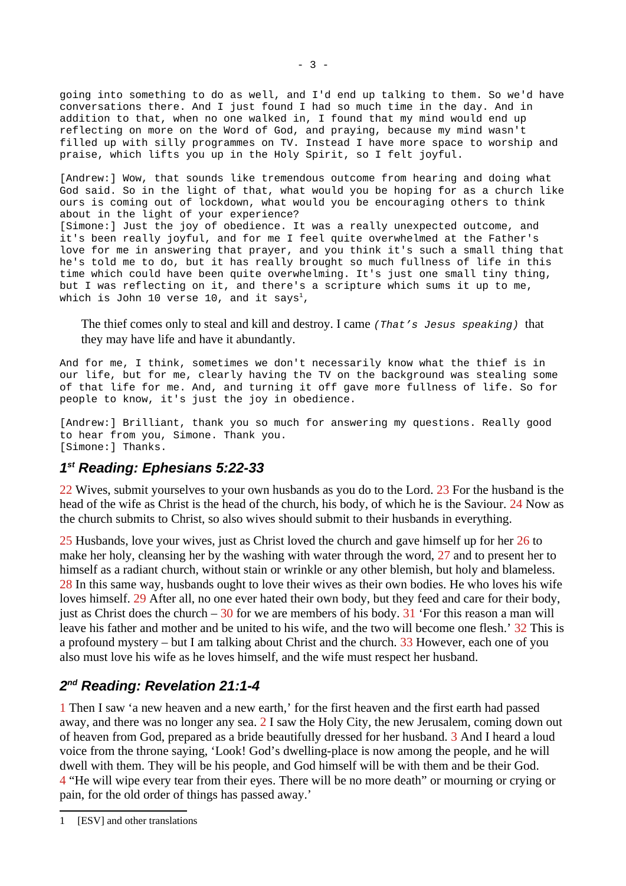going into something to do as well, and I'd end up talking to them. So we'd have conversations there. And I just found I had so much time in the day. And in addition to that, when no one walked in, I found that my mind would end up reflecting on more on the Word of God, and praying, because my mind wasn't filled up with silly programmes on TV. Instead I have more space to worship and praise, which lifts you up in the Holy Spirit, so I felt joyful.

[Andrew:] Wow, that sounds like tremendous outcome from hearing and doing what God said. So in the light of that, what would you be hoping for as a church like ours is coming out of lockdown, what would you be encouraging others to think about in the light of your experience?
[Simone:] Just the joy of obedience. It was a really unexpected outcome, and it's been really joyful, and for me I feel quite overwhelmed at the Father's love for me in answering that prayer, and you think it's such a small thing that he's told me to do, but it has really brought so much fullness of life in this time which could have been quite overwhelming. It's just one small tiny thing, but I was reflecting on it, and there's a scripture which sums it up to me, which is John 10 verse 10, and it says[1],

> The thief comes only to steal and kill and destroy. I came *(That's Jesus speaking)* that they may have life and have it abundantly.

And for me, I think, sometimes we don't necessarily know what the thief is in our life, but for me, clearly having the TV on the background was stealing some of that life for me. And, and turning it off gave more fullness of life. So for people to know, it's just the joy in obedience.

[Andrew:] Brilliant, thank you so much for answering my questions. Really good to hear from you, Simone. Thank you.
[Simone:] Thanks.

## 1st Reading: Ephesians 5:22-33

22 Wives, submit yourselves to your own husbands as you do to the Lord. 23 For the husband is the head of the wife as Christ is the head of the church, his body, of which he is the Saviour. 24 Now as the church submits to Christ, so also wives should submit to their husbands in everything.

25 Husbands, love your wives, just as Christ loved the church and gave himself up for her 26 to make her holy, cleansing her by the washing with water through the word, 27 and to present her to himself as a radiant church, without stain or wrinkle or any other blemish, but holy and blameless. 28 In this same way, husbands ought to love their wives as their own bodies. He who loves his wife loves himself. 29 After all, no one ever hated their own body, but they feed and care for their body, just as Christ does the church – 30 for we are members of his body. 31 'For this reason a man will leave his father and mother and be united to his wife, and the two will become one flesh.' 32 This is a profound mystery – but I am talking about Christ and the church. 33 However, each one of you also must love his wife as he loves himself, and the wife must respect her husband.

## 2nd Reading: Revelation 21:1-4

1 Then I saw 'a new heaven and a new earth,' for the first heaven and the first earth had passed away, and there was no longer any sea. 2 I saw the Holy City, the new Jerusalem, coming down out of heaven from God, prepared as a bride beautifully dressed for her husband. 3 And I heard a loud voice from the throne saying, 'Look! God's dwelling-place is now among the people, and he will dwell with them. They will be his people, and God himself will be with them and be their God. 4 "He will wipe every tear from their eyes. There will be no more death" or mourning or crying or pain, for the old order of things has passed away.'

1 [ESV] and other translations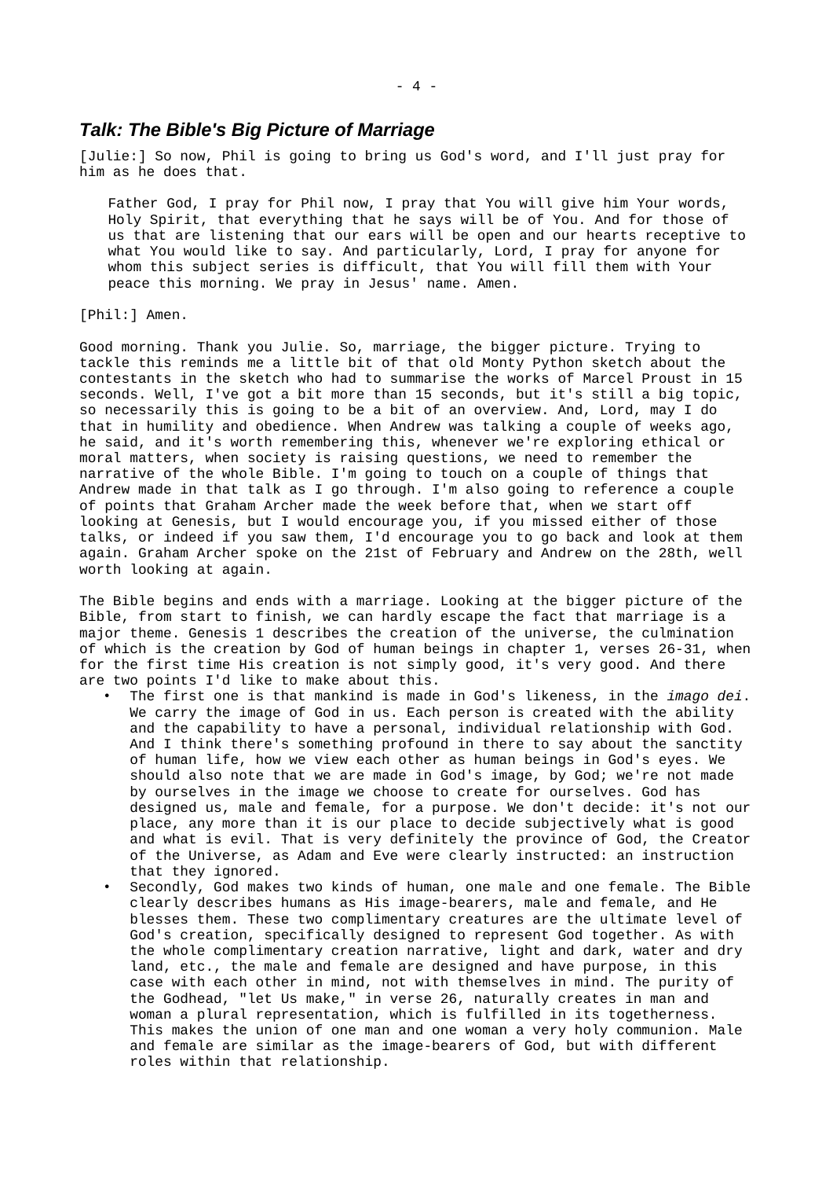## *Talk: The Bible's Big Picture of Marriage*

[Julie:] So now, Phil is going to bring us God's word, and I'll just pray for him as he does that.

> Father God, I pray for Phil now, I pray that You will give him Your words, Holy Spirit, that everything that he says will be of You. And for those of us that are listening that our ears will be open and our hearts receptive to what You would like to say. And particularly, Lord, I pray for anyone for whom this subject series is difficult, that You will fill them with Your peace this morning. We pray in Jesus' name. Amen.

[Phil:] Amen.

Good morning. Thank you Julie. So, marriage, the bigger picture. Trying to tackle this reminds me a little bit of that old Monty Python sketch about the contestants in the sketch who had to summarise the works of Marcel Proust in 15 seconds. Well, I've got a bit more than 15 seconds, but it's still a big topic, so necessarily this is going to be a bit of an overview. And, Lord, may I do that in humility and obedience. When Andrew was talking a couple of weeks ago, he said, and it's worth remembering this, whenever we're exploring ethical or moral matters, when society is raising questions, we need to remember the narrative of the whole Bible. I'm going to touch on a couple of things that Andrew made in that talk as I go through. I'm also going to reference a couple of points that Graham Archer made the week before that, when we start off looking at Genesis, but I would encourage you, if you missed either of those talks, or indeed if you saw them, I'd encourage you to go back and look at them again. Graham Archer spoke on the 21st of February and Andrew on the 28th, well worth looking at again.

The Bible begins and ends with a marriage. Looking at the bigger picture of the Bible, from start to finish, we can hardly escape the fact that marriage is a major theme. Genesis 1 describes the creation of the universe, the culmination of which is the creation by God of human beings in chapter 1, verses 26-31, when for the first time His creation is not simply good, it's very good. And there are two points I'd like to make about this.

- The first one is that mankind is made in God's likeness, in the *imago dei*. We carry the image of God in us. Each person is created with the ability and the capability to have a personal, individual relationship with God. And I think there's something profound in there to say about the sanctity of human life, how we view each other as human beings in God's eyes. We should also note that we are made in God's image, by God; we're not made by ourselves in the image we choose to create for ourselves. God has designed us, male and female, for a purpose. We don't decide: it's not our place, any more than it is our place to decide subjectively what is good and what is evil. That is very definitely the province of God, the Creator of the Universe, as Adam and Eve were clearly instructed: an instruction that they ignored.
- Secondly, God makes two kinds of human, one male and one female. The Bible clearly describes humans as His image-bearers, male and female, and He blesses them. These two complimentary creatures are the ultimate level of God's creation, specifically designed to represent God together. As with the whole complimentary creation narrative, light and dark, water and dry land, etc., the male and female are designed and have purpose, in this case with each other in mind, not with themselves in mind. The purity of the Godhead, "let Us make," in verse 26, naturally creates in man and woman a plural representation, which is fulfilled in its togetherness. This makes the union of one man and one woman a very holy communion. Male and female are similar as the image-bearers of God, but with different roles within that relationship.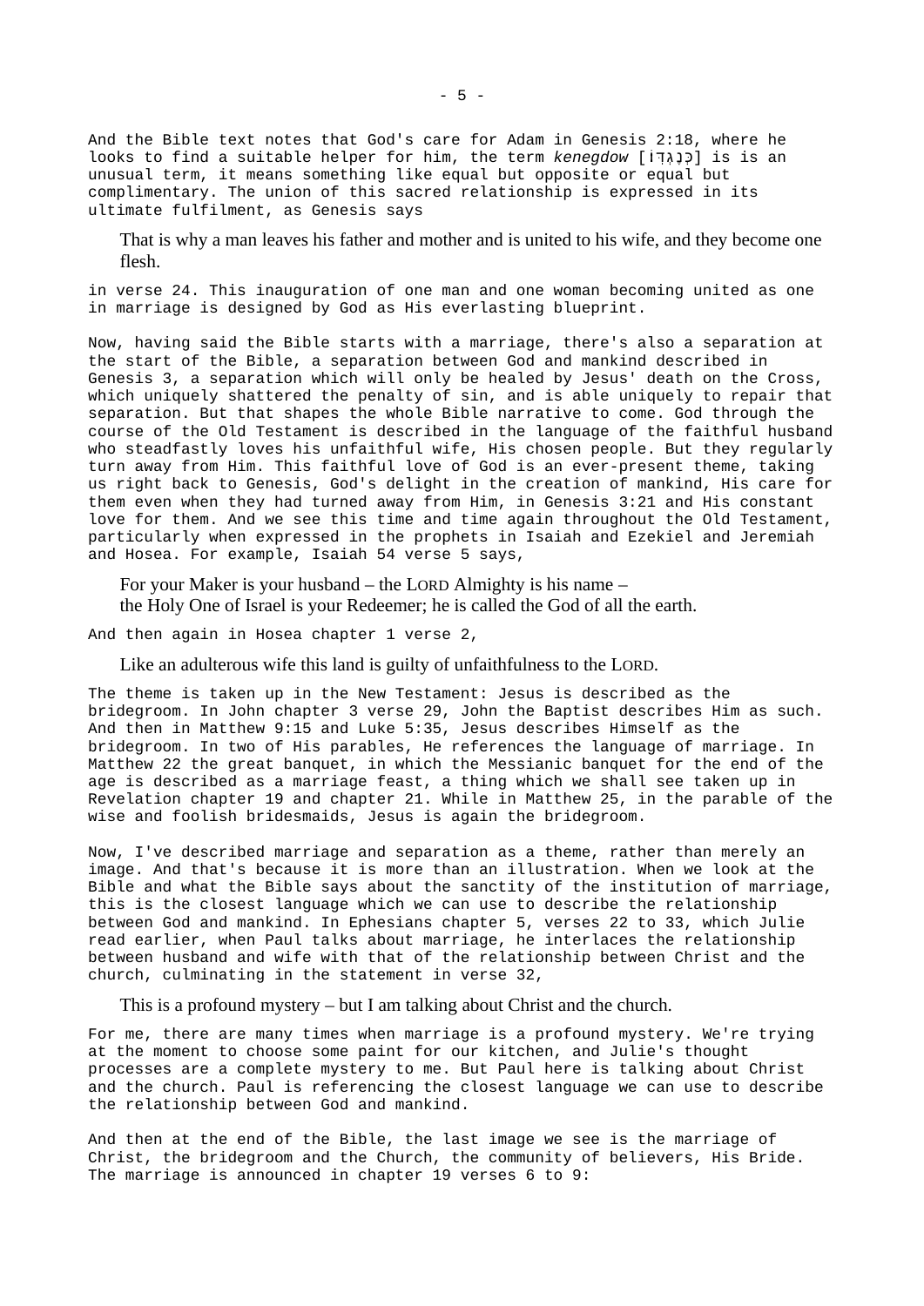And the Bible text notes that God's care for Adam in Genesis 2:18, where he looks to find a suitable helper for him, the term *kenegdow* [כְּנֶגְדּוֹ] is is an unusual term, it means something like equal but opposite or equal but complimentary. The union of this sacred relationship is expressed in its ultimate fulfilment, as Genesis says

> That is why a man leaves his father and mother and is united to his wife, and they become one flesh.

in verse 24. This inauguration of one man and one woman becoming united as one in marriage is designed by God as His everlasting blueprint.

Now, having said the Bible starts with a marriage, there's also a separation at the start of the Bible, a separation between God and mankind described in Genesis 3, a separation which will only be healed by Jesus' death on the Cross, which uniquely shattered the penalty of sin, and is able uniquely to repair that separation. But that shapes the whole Bible narrative to come. God through the course of the Old Testament is described in the language of the faithful husband who steadfastly loves his unfaithful wife, His chosen people. But they regularly turn away from Him. This faithful love of God is an ever-present theme, taking us right back to Genesis, God's delight in the creation of mankind, His care for them even when they had turned away from Him, in Genesis 3:21 and His constant love for them. And we see this time and time again throughout the Old Testament, particularly when expressed in the prophets in Isaiah and Ezekiel and Jeremiah and Hosea. For example, Isaiah 54 verse 5 says,

> For your Maker is your husband – the LORD Almighty is his name –
> the Holy One of Israel is your Redeemer; he is called the God of all the earth.

And then again in Hosea chapter 1 verse 2,

> Like an adulterous wife this land is guilty of unfaithfulness to the LORD.

The theme is taken up in the New Testament: Jesus is described as the bridegroom. In John chapter 3 verse 29, John the Baptist describes Him as such. And then in Matthew 9:15 and Luke 5:35, Jesus describes Himself as the bridegroom. In two of His parables, He references the language of marriage. In Matthew 22 the great banquet, in which the Messianic banquet for the end of the age is described as a marriage feast, a thing which we shall see taken up in Revelation chapter 19 and chapter 21. While in Matthew 25, in the parable of the wise and foolish bridesmaids, Jesus is again the bridegroom.

Now, I've described marriage and separation as a theme, rather than merely an image. And that's because it is more than an illustration. When we look at the Bible and what the Bible says about the sanctity of the institution of marriage, this is the closest language which we can use to describe the relationship between God and mankind. In Ephesians chapter 5, verses 22 to 33, which Julie read earlier, when Paul talks about marriage, he interlaces the relationship between husband and wife with that of the relationship between Christ and the church, culminating in the statement in verse 32,

> This is a profound mystery – but I am talking about Christ and the church.

For me, there are many times when marriage is a profound mystery. We're trying at the moment to choose some paint for our kitchen, and Julie's thought processes are a complete mystery to me. But Paul here is talking about Christ and the church. Paul is referencing the closest language we can use to describe the relationship between God and mankind.

And then at the end of the Bible, the last image we see is the marriage of Christ, the bridegroom and the Church, the community of believers, His Bride. The marriage is announced in chapter 19 verses 6 to 9: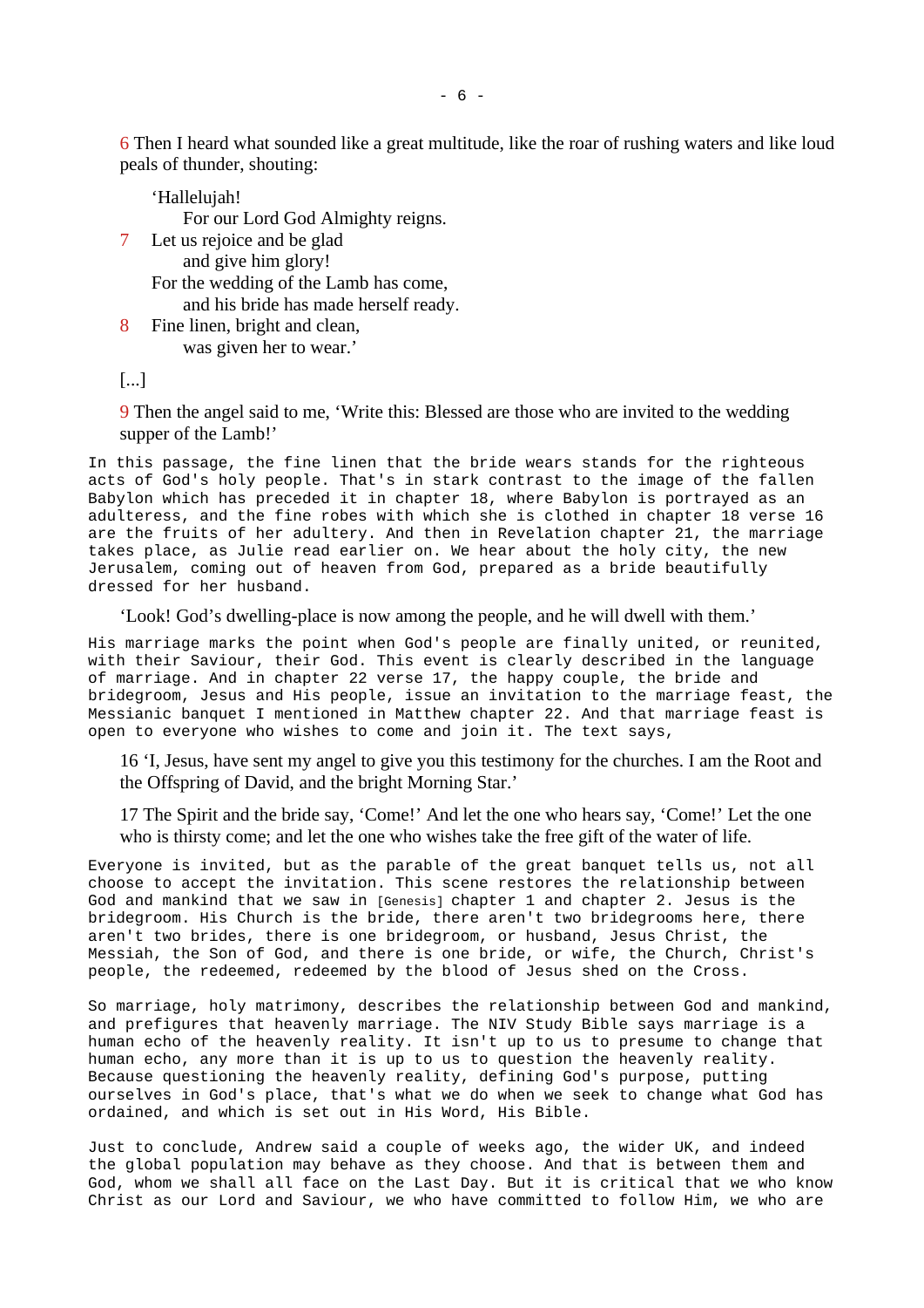6 Then I heard what sounded like a great multitude, like the roar of rushing waters and like loud peals of thunder, shouting:

> 'Hallelujah!
>     For our Lord God Almighty reigns.
> 7 Let us rejoice and be glad
>     and give him glory!
> For the wedding of the Lamb has come,
>     and his bride has made herself ready.
> 8 Fine linen, bright and clean,
>     was given her to wear.'

[...]

9 Then the angel said to me, 'Write this: Blessed are those who are invited to the wedding supper of the Lamb!'

In this passage, the fine linen that the bride wears stands for the righteous acts of God's holy people. That's in stark contrast to the image of the fallen Babylon which has preceded it in chapter 18, where Babylon is portrayed as an adulteress, and the fine robes with which she is clothed in chapter 18 verse 16 are the fruits of her adultery. And then in Revelation chapter 21, the marriage takes place, as Julie read earlier on. We hear about the holy city, the new Jerusalem, coming out of heaven from God, prepared as a bride beautifully dressed for her husband.

'Look! God's dwelling-place is now among the people, and he will dwell with them.'

His marriage marks the point when God's people are finally united, or reunited, with their Saviour, their God. This event is clearly described in the language of marriage. And in chapter 22 verse 17, the happy couple, the bride and bridegroom, Jesus and His people, issue an invitation to the marriage feast, the Messianic banquet I mentioned in Matthew chapter 22. And that marriage feast is open to everyone who wishes to come and join it. The text says,

16 'I, Jesus, have sent my angel to give you this testimony for the churches. I am the Root and the Offspring of David, and the bright Morning Star.'

17 The Spirit and the bride say, 'Come!' And let the one who hears say, 'Come!' Let the one who is thirsty come; and let the one who wishes take the free gift of the water of life.

Everyone is invited, but as the parable of the great banquet tells us, not all choose to accept the invitation. This scene restores the relationship between God and mankind that we saw in [Genesis] chapter 1 and chapter 2. Jesus is the bridegroom. His Church is the bride, there aren't two bridegrooms here, there aren't two brides, there is one bridegroom, or husband, Jesus Christ, the Messiah, the Son of God, and there is one bride, or wife, the Church, Christ's people, the redeemed, redeemed by the blood of Jesus shed on the Cross.

So marriage, holy matrimony, describes the relationship between God and mankind, and prefigures that heavenly marriage. The NIV Study Bible says marriage is a human echo of the heavenly reality. It isn't up to us to presume to change that human echo, any more than it is up to us to question the heavenly reality. Because questioning the heavenly reality, defining God's purpose, putting ourselves in God's place, that's what we do when we seek to change what God has ordained, and which is set out in His Word, His Bible.

Just to conclude, Andrew said a couple of weeks ago, the wider UK, and indeed the global population may behave as they choose. And that is between them and God, whom we shall all face on the Last Day. But it is critical that we who know Christ as our Lord and Saviour, we who have committed to follow Him, we who are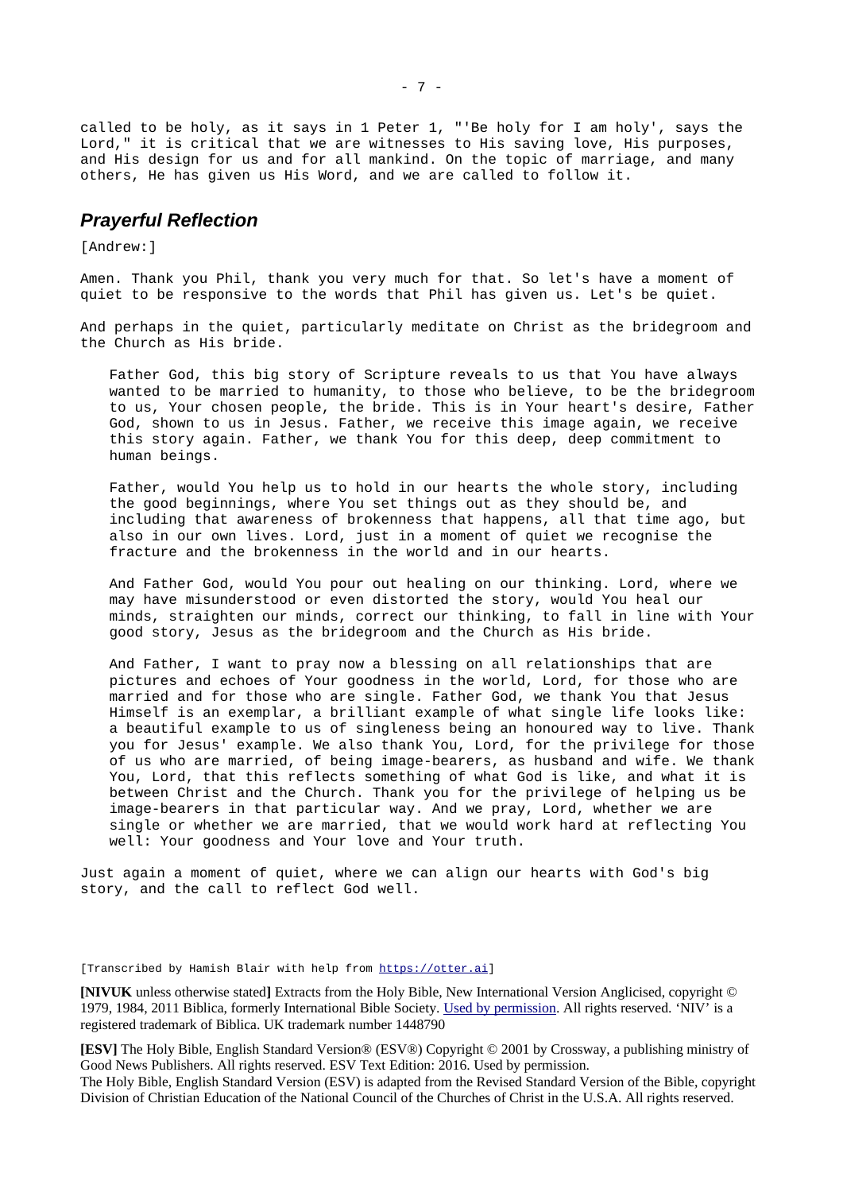called to be holy, as it says in 1 Peter 1, "'Be holy for I am holy', says the Lord," it is critical that we are witnesses to His saving love, His purposes, and His design for us and for all mankind. On the topic of marriage, and many others, He has given us His Word, and we are called to follow it.

## Prayerful Reflection

[Andrew:]

Amen. Thank you Phil, thank you very much for that. So let's have a moment of quiet to be responsive to the words that Phil has given us. Let's be quiet.

And perhaps in the quiet, particularly meditate on Christ as the bridegroom and the Church as His bride.

> Father God, this big story of Scripture reveals to us that You have always wanted to be married to humanity, to those who believe, to be the bridegroom to us, Your chosen people, the bride. This is in Your heart's desire, Father God, shown to us in Jesus. Father, we receive this image again, we receive this story again. Father, we thank You for this deep, deep commitment to human beings.
>
> Father, would You help us to hold in our hearts the whole story, including the good beginnings, where You set things out as they should be, and including that awareness of brokenness that happens, all that time ago, but also in our own lives. Lord, just in a moment of quiet we recognise the fracture and the brokenness in the world and in our hearts.
>
> And Father God, would You pour out healing on our thinking. Lord, where we may have misunderstood or even distorted the story, would You heal our minds, straighten our minds, correct our thinking, to fall in line with Your good story, Jesus as the bridegroom and the Church as His bride.
>
> And Father, I want to pray now a blessing on all relationships that are pictures and echoes of Your goodness in the world, Lord, for those who are married and for those who are single. Father God, we thank You that Jesus Himself is an exemplar, a brilliant example of what single life looks like: a beautiful example to us of singleness being an honoured way to live. Thank you for Jesus' example. We also thank You, Lord, for the privilege for those of us who are married, of being image-bearers, as husband and wife. We thank You, Lord, that this reflects something of what God is like, and what it is between Christ and the Church. Thank you for the privilege of helping us be image-bearers in that particular way. And we pray, Lord, whether we are single or whether we are married, that we would work hard at reflecting You well: Your goodness and Your love and Your truth.

Just again a moment of quiet, where we can align our hearts with God's big story, and the call to reflect God well.

[Transcribed by Hamish Blair with help from https://otter.ai]

**[NIVUK** unless otherwise stated**]** Extracts from the Holy Bible, New International Version Anglicised, copyright © 1979, 1984, 2011 Biblica, formerly International Bible Society. Used by permission. All rights reserved. 'NIV' is a registered trademark of Biblica. UK trademark number 1448790

**[ESV]** The Holy Bible, English Standard Version® (ESV®) Copyright © 2001 by Crossway, a publishing ministry of Good News Publishers. All rights reserved. ESV Text Edition: 2016. Used by permission.
The Holy Bible, English Standard Version (ESV) is adapted from the Revised Standard Version of the Bible, copyright Division of Christian Education of the National Council of the Churches of Christ in the U.S.A. All rights reserved.